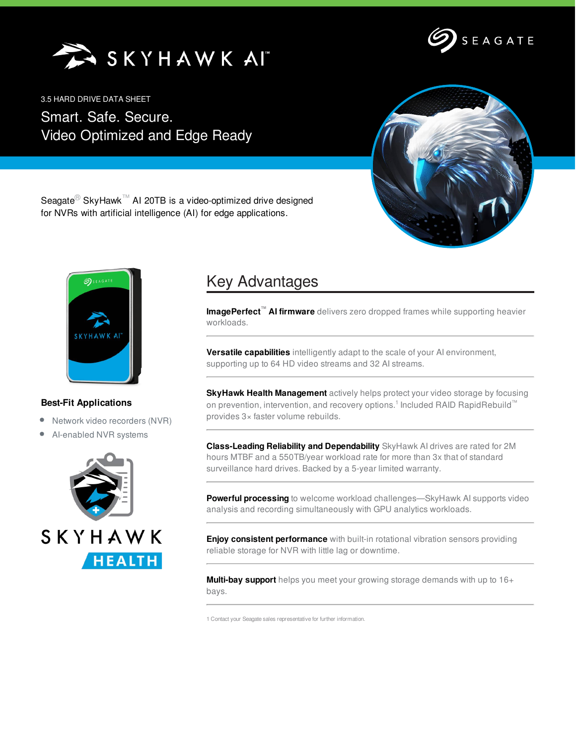# SKYHAWK AI™

3.5 HARD DRIVE DATA SHEET

## Smart. Safe. Secure.
## Video Optimized and Edge Ready

Seagate® SkyHawk™ AI 20TB is a video-optimized drive designed for NVRs with artificial intelligence (AI) for edge applications.

### Best-Fit Applications

- Network video recorders (NVR)
- AI-enabled NVR systems

SKYHAWK HEALTH

## Key Advantages

**ImagePerfect™ AI firmware** delivers zero dropped frames while supporting heavier workloads.

**Versatile capabilities** intelligently adapt to the scale of your AI environment, supporting up to 64 HD video streams and 32 AI streams.

**SkyHawk Health Management** actively helps protect your video storage by focusing on prevention, intervention, and recovery options.[1] Included RAID RapidRebuild™ provides 3× faster volume rebuilds.

**Class-Leading Reliability and Dependability** SkyHawk AI drives are rated for 2M hours MTBF and a 550TB/year workload rate for more than 3x that of standard surveillance hard drives. Backed by a 5-year limited warranty.

**Powerful processing** to welcome workload challenges—SkyHawk AI supports video analysis and recording simultaneously with GPU analytics workloads.

**Enjoy consistent performance** with built-in rotational vibration sensors providing reliable storage for NVR with little lag or downtime.

**Multi-bay support** helps you meet your growing storage demands with up to 16+ bays.

1 Contact your Seagate sales representative for further information.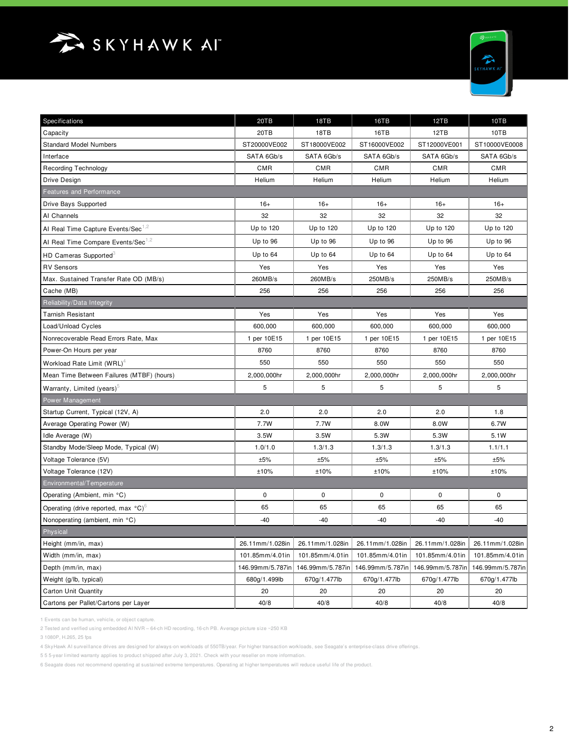# SKYHAWK AI™

| Specifications | 20TB | 18TB | 16TB | 12TB | 10TB |
|---|---|---|---|---|---|
| Capacity | 20TB | 18TB | 16TB | 12TB | 10TB |
| Standard Model Numbers | ST20000VE002 | ST18000VE002 | ST16000VE002 | ST12000VE001 | ST10000VE0008 |
| Interface | SATA 6Gb/s | SATA 6Gb/s | SATA 6Gb/s | SATA 6Gb/s | SATA 6Gb/s |
| Recording Technology | CMR | CMR | CMR | CMR | CMR |
| Drive Design | Helium | Helium | Helium | Helium | Helium |
| **Features and Performance** | | | | | |
| Drive Bays Supported | 16+ | 16+ | 16+ | 16+ | 16+ |
| AI Channels | 32 | 32 | 32 | 32 | 32 |
| AI Real Time Capture Events/Sec[1,2] | Up to 120 | Up to 120 | Up to 120 | Up to 120 | Up to 120 |
| AI Real Time Compare Events/Sec[1,2] | Up to 96 | Up to 96 | Up to 96 | Up to 96 | Up to 96 |
| HD Cameras Supported[3] | Up to 64 | Up to 64 | Up to 64 | Up to 64 | Up to 64 |
| RV Sensors | Yes | Yes | Yes | Yes | Yes |
| Max. Sustained Transfer Rate OD (MB/s) | 260MB/s | 260MB/s | 250MB/s | 250MB/s | 250MB/s |
| Cache (MB) | 256 | 256 | 256 | 256 | 256 |
| **Reliability/Data Integrity** | | | | | |
| Tarnish Resistant | Yes | Yes | Yes | Yes | Yes |
| Load/Unload Cycles | 600,000 | 600,000 | 600,000 | 600,000 | 600,000 |
| Nonrecoverable Read Errors Rate, Max | 1 per 10E15 | 1 per 10E15 | 1 per 10E15 | 1 per 10E15 | 1 per 10E15 |
| Power-On Hours per year | 8760 | 8760 | 8760 | 8760 | 8760 |
| Workload Rate Limit (WRL)[4] | 550 | 550 | 550 | 550 | 550 |
| Mean Time Between Failures (MTBF) (hours) | 2,000,000hr | 2,000,000hr | 2,000,000hr | 2,000,000hr | 2,000,000hr |
| Warranty, Limited (years)[5] | 5 | 5 | 5 | 5 | 5 |
| **Power Management** | | | | | |
| Startup Current, Typical (12V, A) | 2.0 | 2.0 | 2.0 | 2.0 | 1.8 |
| Average Operating Power (W) | 7.7W | 7.7W | 8.0W | 8.0W | 6.7W |
| Idle Average (W) | 3.5W | 3.5W | 5.3W | 5.3W | 5.1W |
| Standby Mode/Sleep Mode, Typical (W) | 1.0/1.0 | 1.3/1.3 | 1.3/1.3 | 1.3/1.3 | 1.1/1.1 |
| Voltage Tolerance (5V) | ±5% | ±5% | ±5% | ±5% | ±5% |
| Voltage Tolerance (12V) | ±10% | ±10% | ±10% | ±10% | ±10% |
| **Environmental/Temperature** | | | | | |
| Operating (Ambient, min °C) | 0 | 0 | 0 | 0 | 0 |
| Operating (drive reported, max °C)[6] | 65 | 65 | 65 | 65 | 65 |
| Nonoperating (ambient, min °C) | -40 | -40 | -40 | -40 | -40 |
| **Physical** | | | | | |
| Height (mm/in, max) | 26.11mm/1.028in | 26.11mm/1.028in | 26.11mm/1.028in | 26.11mm/1.028in | 26.11mm/1.028in |
| Width (mm/in, max) | 101.85mm/4.01in | 101.85mm/4.01in | 101.85mm/4.01in | 101.85mm/4.01in | 101.85mm/4.01in |
| Depth (mm/in, max) | 146.99mm/5.787in | 146.99mm/5.787in | 146.99mm/5.787in | 146.99mm/5.787in | 146.99mm/5.787in |
| Weight (g/lb, typical) | 680g/1.499lb | 670g/1.477lb | 670g/1.477lb | 670g/1.477lb | 670g/1.477lb |
| Carton Unit Quantity | 20 | 20 | 20 | 20 | 20 |
| Cartons per Pallet/Cartons per Layer | 40/8 | 40/8 | 40/8 | 40/8 | 40/8 |

1 Events can be human, vehicle, or object capture.

2 Tested and verified using embedded AI NVR – 64-ch HD recording, 16-ch PB. Average picture size ~250 KB

3 1080P, H.265, 25 fps

4 SkyHawk AI surveillance drives are designed for always-on workloads of 550TB/year. For higher transaction workloads, see Seagate's enterprise-class drive offerings.

5 5-year limited warranty applies to product shipped after July 3, 2021. Check with your reseller on more information.

6 Seagate does not recommend operating at sustained extreme temperatures. Operating at higher temperatures will reduce useful life of the product.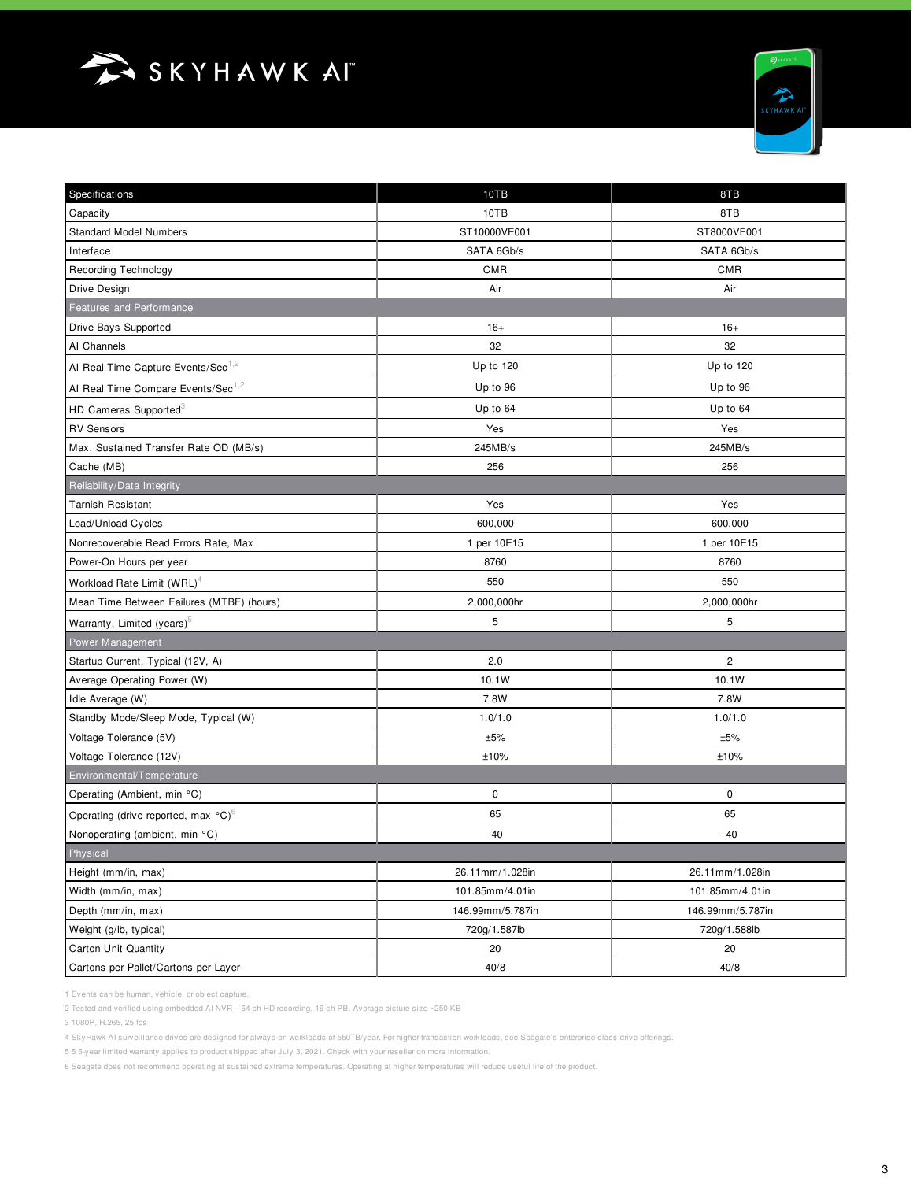# SKYHAWK AI™

| Specifications | 10TB | 8TB |
|---|---|---|
| Capacity | 10TB | 8TB |
| Standard Model Numbers | ST10000VE001 | ST8000VE001 |
| Interface | SATA 6Gb/s | SATA 6Gb/s |
| Recording Technology | CMR | CMR |
| Drive Design | Air | Air |
| **Features and Performance** | | |
| Drive Bays Supported | 16+ | 16+ |
| AI Channels | 32 | 32 |
| AI Real Time Capture Events/Sec[1,2] | Up to 120 | Up to 120 |
| AI Real Time Compare Events/Sec[1,2] | Up to 96 | Up to 96 |
| HD Cameras Supported[3] | Up to 64 | Up to 64 |
| RV Sensors | Yes | Yes |
| Max. Sustained Transfer Rate OD (MB/s) | 245MB/s | 245MB/s |
| Cache (MB) | 256 | 256 |
| **Reliability/Data Integrity** | | |
| Tarnish Resistant | Yes | Yes |
| Load/Unload Cycles | 600,000 | 600,000 |
| Nonrecoverable Read Errors Rate, Max | 1 per 10E15 | 1 per 10E15 |
| Power-On Hours per year | 8760 | 8760 |
| Workload Rate Limit (WRL)[4] | 550 | 550 |
| Mean Time Between Failures (MTBF) (hours) | 2,000,000hr | 2,000,000hr |
| Warranty, Limited (years)[5] | 5 | 5 |
| **Power Management** | | |
| Startup Current, Typical (12V, A) | 2.0 | 2 |
| Average Operating Power (W) | 10.1W | 10.1W |
| Idle Average (W) | 7.8W | 7.8W |
| Standby Mode/Sleep Mode, Typical (W) | 1.0/1.0 | 1.0/1.0 |
| Voltage Tolerance (5V) | ±5% | ±5% |
| Voltage Tolerance (12V) | ±10% | ±10% |
| **Environmental/Temperature** | | |
| Operating (Ambient, min °C) | 0 | 0 |
| Operating (drive reported, max °C)[6] | 65 | 65 |
| Nonoperating (ambient, min °C) | -40 | -40 |
| **Physical** | | |
| Height (mm/in, max) | 26.11mm/1.028in | 26.11mm/1.028in |
| Width (mm/in, max) | 101.85mm/4.01in | 101.85mm/4.01in |
| Depth (mm/in, max) | 146.99mm/5.787in | 146.99mm/5.787in |
| Weight (g/lb, typical) | 720g/1.587lb | 720g/1.588lb |
| Carton Unit Quantity | 20 | 20 |
| Cartons per Pallet/Cartons per Layer | 40/8 | 40/8 |

1 Events can be human, vehicle, or object capture.

2 Tested and verified using embedded AI NVR – 64-ch HD recording, 16-ch PB. Average picture size ~250 KB

3 1080P, H.265, 25 fps

4 SkyHawk AI surveillance drives are designed for always-on workloads of 550TB/year. For higher transaction workloads, see Seagate's enterprise-class drive offerings.

5 5 5-year limited warranty applies to product shipped after July 3, 2021. Check with your reseller on more information.

6 Seagate does not recommend operating at sustained extreme temperatures. Operating at higher temperatures will reduce useful life of the product.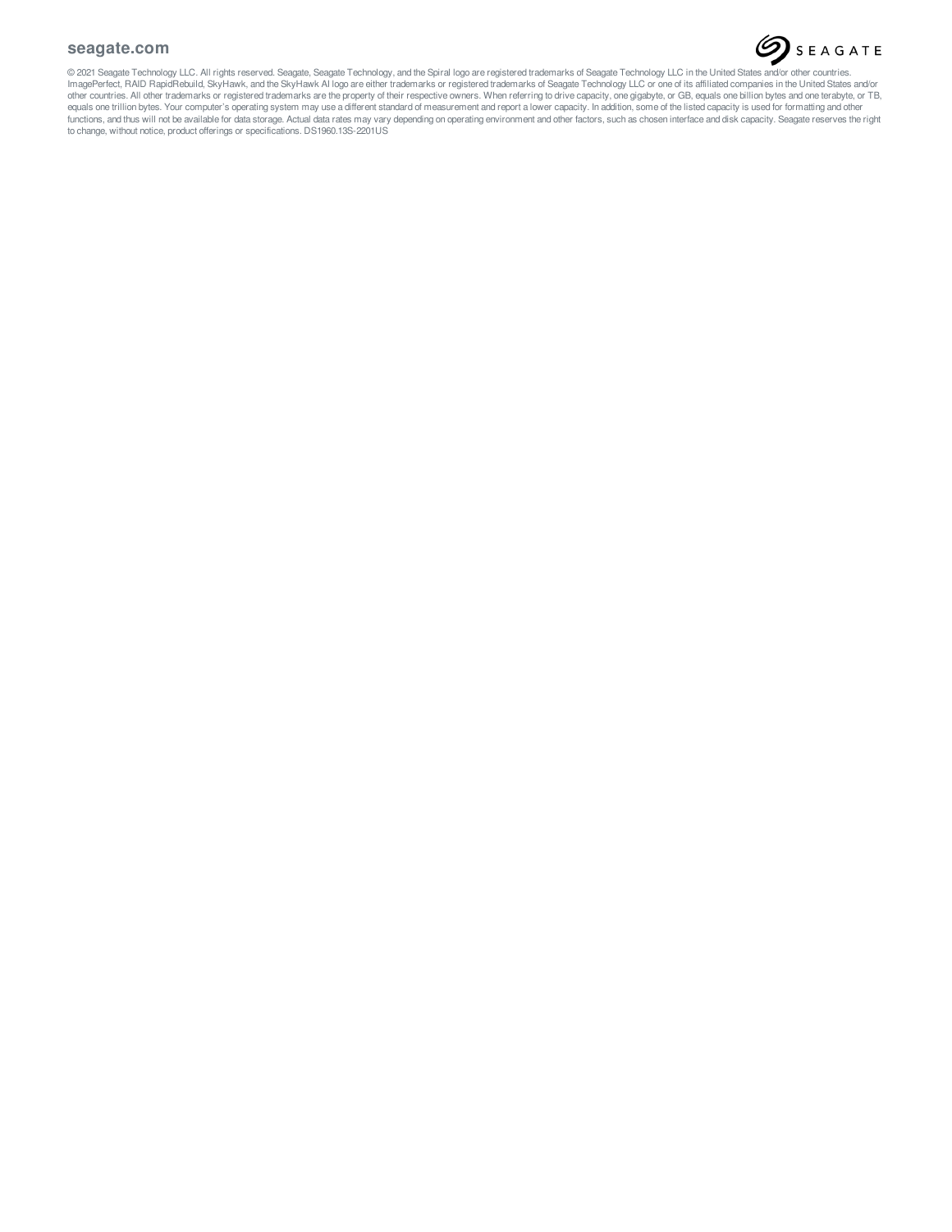**seagate.com**

© 2021 Seagate Technology LLC. All rights reserved. Seagate, Seagate Technology, and the Spiral logo are registered trademarks of Seagate Technology LLC in the United States and/or other countries. ImagePerfect, RAID RapidRebuild, SkyHawk, and the SkyHawk AI logo are either trademarks or registered trademarks of Seagate Technology LLC or one of its affiliated companies in the United States and/or other countries. All other trademarks or registered trademarks are the property of their respective owners. When referring to drive capacity, one gigabyte, or GB, equals one billion bytes and one terabyte, or TB, equals one trillion bytes. Your computer's operating system may use a different standard of measurement and report a lower capacity. In addition, some of the listed capacity is used for formatting and other functions, and thus will not be available for data storage. Actual data rates may vary depending on operating environment and other factors, such as chosen interface and disk capacity. Seagate reserves the right to change, without notice, product offerings or specifications. DS1960.13S-2201US